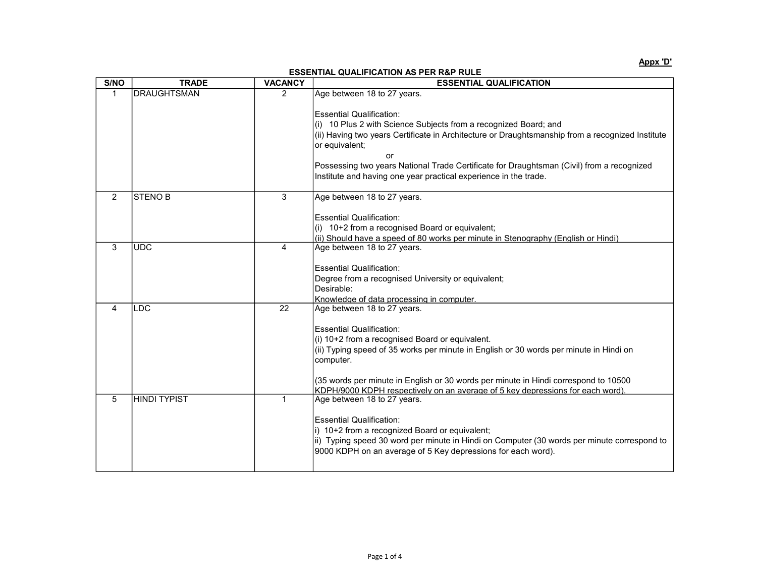**Appx 'D'**

**ESSENTIAL QUALIFICATION AS PER R&P RULE**

| S/NO | TRADE | VACANCY | ESSENTIAL QUALIFICATION |
|---|---|---|---|
| 1 | DRAUGHTSMAN | 2 | Age between 18 to 27 years.<br><br>Essential Qualification:<br>(i) 10 Plus 2 with Science Subjects from a recognized Board; and<br>(ii) Having two years Certificate in Architecture or Draughtsmanship from a recognized Institute or equivalent;<br>or<br>Possessing two years National Trade Certificate for Draughtsman (Civil) from a recognized Institute and having one year practical experience in the trade. |
| 2 | STENO B | 3 | Age between 18 to 27 years.<br><br>Essential Qualification:<br>(i) 10+2 from a recognised Board or equivalent;<br>(ii) Should have a speed of 80 works per minute in Stenography (English or Hindi) |
| 3 | UDC | 4 | Age between 18 to 27 years.<br><br>Essential Qualification:<br>Degree from a recognised University or equivalent;<br>Desirable:<br>Knowledge of data processing in computer. |
| 4 | LDC | 22 | Age between 18 to 27 years.<br><br>Essential Qualification:<br>(i) 10+2 from a recognised Board or equivalent.<br>(ii) Typing speed of 35 works per minute in English or 30 words per minute in Hindi on computer.<br><br>(35 words per minute in English or 30 words per minute in Hindi correspond to 10500 KDPH/9000 KDPH respectively on an average of 5 key depressions for each word). |
| 5 | HINDI TYPIST | 1 | Age between 18 to 27 years.<br><br>Essential Qualification:<br>i) 10+2 from a recognized Board or equivalent;<br>ii) Typing speed 30 word per minute in Hindi on Computer (30 words per minute correspond to 9000 KDPH on an average of 5 Key depressions for each word). |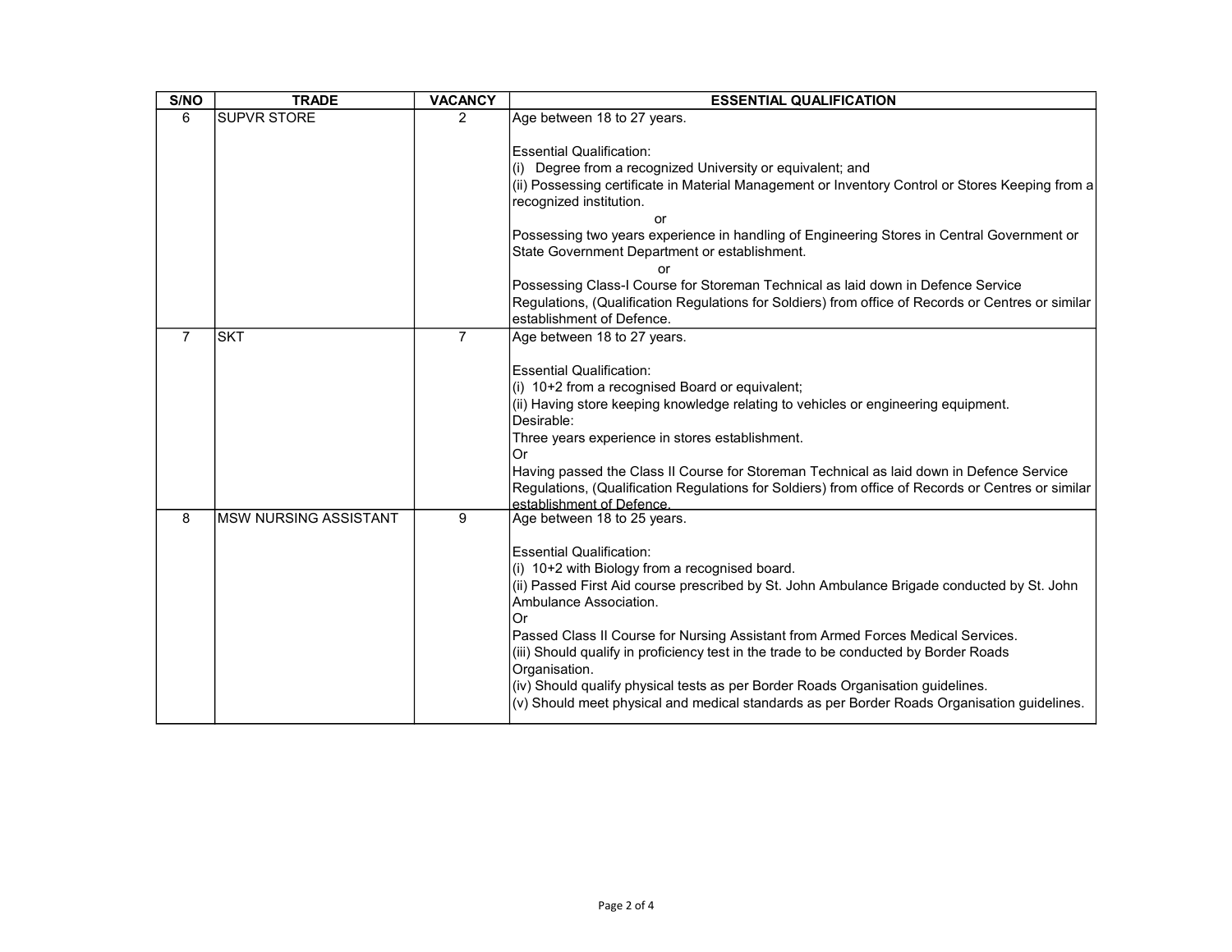| S/NO | TRADE | VACANCY | ESSENTIAL QUALIFICATION |
|---|---|---|---|
| 6 | SUPVR STORE | 2 | Age between 18 to 27 years.<br><br>Essential Qualification:<br>(i) Degree from a recognized University or equivalent; and<br>(ii) Possessing certificate in Material Management or Inventory Control or Stores Keeping from a recognized institution.<br>or<br>Possessing two years experience in handling of Engineering Stores in Central Government or State Government Department or establishment.<br>or<br>Possessing Class-I Course for Storeman Technical as laid down in Defence Service Regulations, (Qualification Regulations for Soldiers) from office of Records or Centres or similar establishment of Defence. |
| 7 | SKT | 7 | Age between 18 to 27 years.<br><br>Essential Qualification:<br>(i) 10+2 from a recognised Board or equivalent;<br>(ii) Having store keeping knowledge relating to vehicles or engineering equipment.<br>Desirable:<br>Three years experience in stores establishment.<br>Or<br>Having passed the Class II Course for Storeman Technical as laid down in Defence Service Regulations, (Qualification Regulations for Soldiers) from office of Records or Centres or similar establishment of Defence. |
| 8 | MSW NURSING ASSISTANT | 9 | Age between 18 to 25 years.<br><br>Essential Qualification:<br>(i) 10+2 with Biology from a recognised board.<br>(ii) Passed First Aid course prescribed by St. John Ambulance Brigade conducted by St. John Ambulance Association.<br>Or<br>Passed Class II Course for Nursing Assistant from Armed Forces Medical Services.<br>(iii) Should qualify in proficiency test in the trade to be conducted by Border Roads Organisation.<br>(iv) Should qualify physical tests as per Border Roads Organisation guidelines.<br>(v) Should meet physical and medical standards as per Border Roads Organisation guidelines. |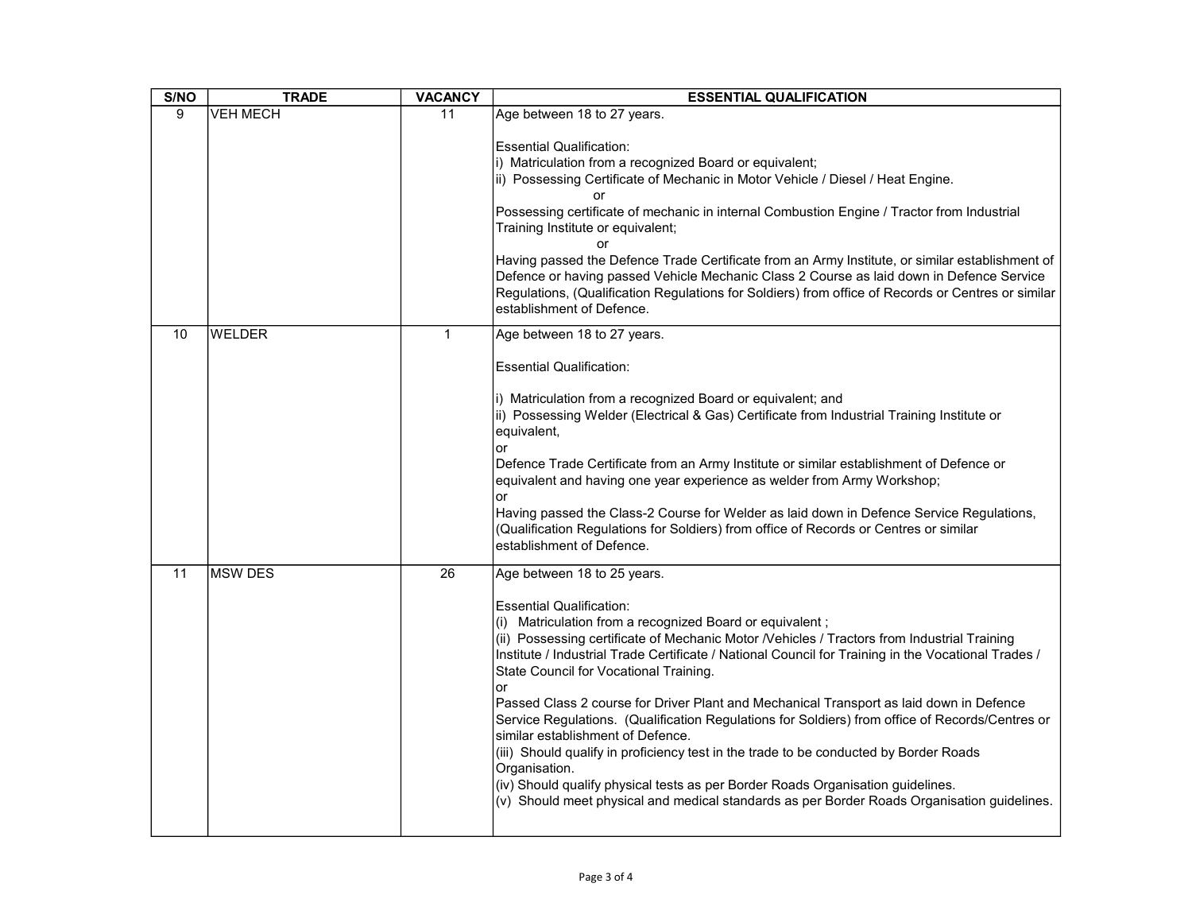| S/NO | TRADE | VACANCY | ESSENTIAL QUALIFICATION |
|---|---|---|---|
| 9 | VEH MECH | 11 | Age between 18 to 27 years.<br><br>Essential Qualification:<br>i) Matriculation from a recognized Board or equivalent;<br>ii) Possessing Certificate of Mechanic in Motor Vehicle / Diesel / Heat Engine.<br>or<br>Possessing certificate of mechanic in internal Combustion Engine / Tractor from Industrial Training Institute or equivalent;<br>or<br>Having passed the Defence Trade Certificate from an Army Institute, or similar establishment of Defence or having passed Vehicle Mechanic Class 2 Course as laid down in Defence Service Regulations, (Qualification Regulations for Soldiers) from office of Records or Centres or similar establishment of Defence. |
| 10 | WELDER | 1 | Age between 18 to 27 years.<br><br>Essential Qualification:<br><br>i) Matriculation from a recognized Board or equivalent; and<br>ii) Possessing Welder (Electrical & Gas) Certificate from Industrial Training Institute or equivalent,<br>or<br>Defence Trade Certificate from an Army Institute or similar establishment of Defence or equivalent and having one year experience as welder from Army Workshop;<br>or<br>Having passed the Class-2 Course for Welder as laid down in Defence Service Regulations, (Qualification Regulations for Soldiers) from office of Records or Centres or similar establishment of Defence. |
| 11 | MSW DES | 26 | Age between 18 to 25 years.<br><br>Essential Qualification:<br>(i) Matriculation from a recognized Board or equivalent ;<br>(ii) Possessing certificate of Mechanic Motor /Vehicles / Tractors from Industrial Training Institute / Industrial Trade Certificate / National Council for Training in the Vocational Trades / State Council for Vocational Training.<br>or<br>Passed Class 2 course for Driver Plant and Mechanical Transport as laid down in Defence Service Regulations. (Qualification Regulations for Soldiers) from office of Records/Centres or similar establishment of Defence.<br>(iii) Should qualify in proficiency test in the trade to be conducted by Border Roads Organisation.<br>(iv) Should qualify physical tests as per Border Roads Organisation guidelines.<br>(v) Should meet physical and medical standards as per Border Roads Organisation guidelines. |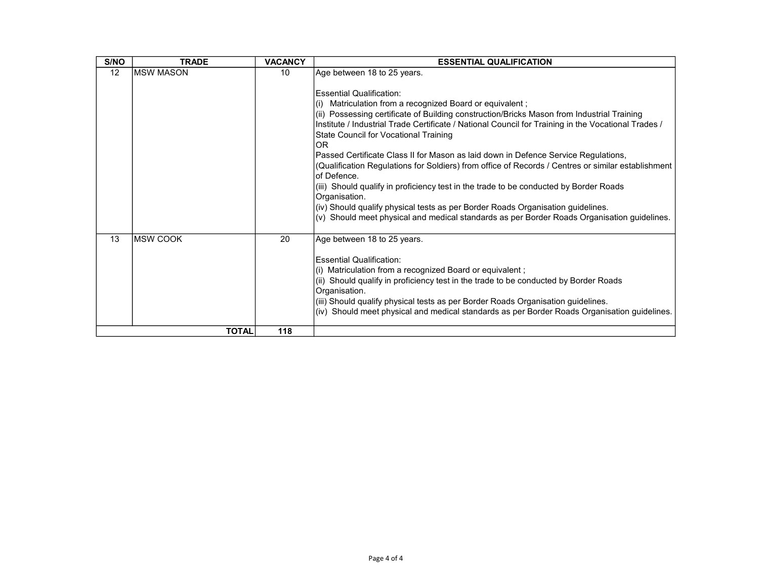| S/NO | TRADE | VACANCY | ESSENTIAL QUALIFICATION |
|---|---|---|---|
| 12 | MSW MASON | 10 | Age between 18 to 25 years.<br><br>Essential Qualification:<br>(i) Matriculation from a recognized Board or equivalent ;<br>(ii) Possessing certificate of Building construction/Bricks Mason from Industrial Training Institute / Industrial Trade Certificate / National Council for Training in the Vocational Trades / State Council for Vocational Training<br>OR<br>Passed Certificate Class II for Mason as laid down in Defence Service Regulations, (Qualification Regulations for Soldiers) from office of Records / Centres or similar establishment of Defence.<br>(iii) Should qualify in proficiency test in the trade to be conducted by Border Roads Organisation.<br>(iv) Should qualify physical tests as per Border Roads Organisation guidelines.<br>(v) Should meet physical and medical standards as per Border Roads Organisation guidelines. |
| 13 | MSW COOK | 20 | Age between 18 to 25 years.<br><br>Essential Qualification:<br>(i) Matriculation from a recognized Board or equivalent ;<br>(ii) Should qualify in proficiency test in the trade to be conducted by Border Roads Organisation.<br>(iii) Should qualify physical tests as per Border Roads Organisation guidelines.<br>(iv) Should meet physical and medical standards as per Border Roads Organisation guidelines. |
| | **TOTAL** | **118** | |